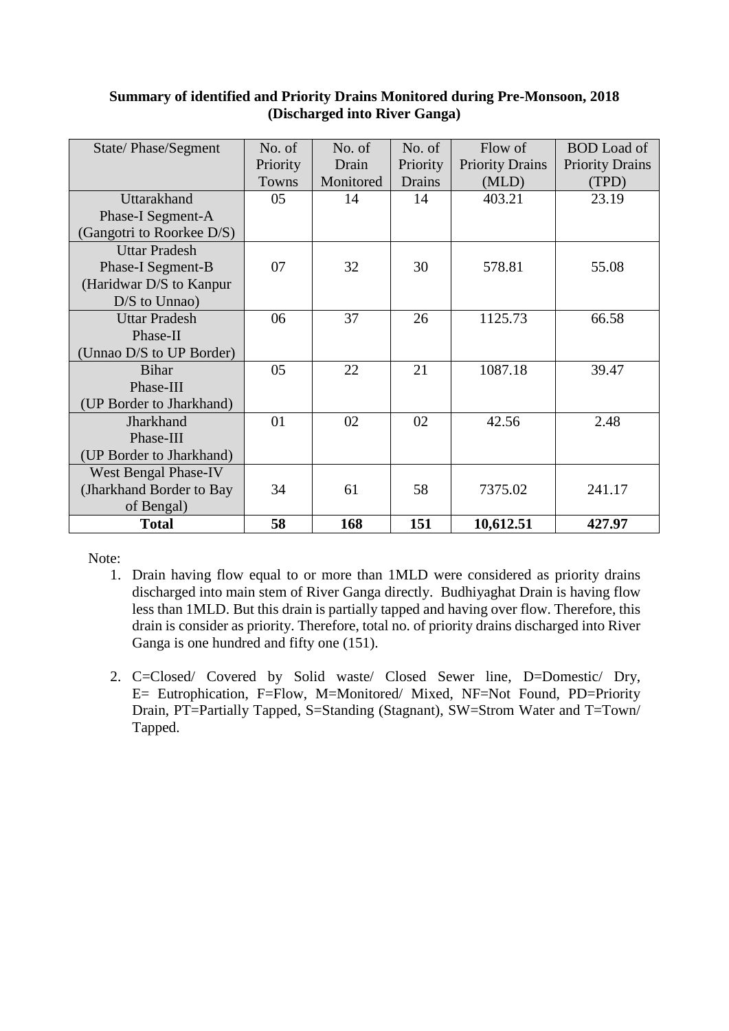**Summary of identified and Priority Drains Monitored during Pre-Monsoon, 2018 (Discharged into River Ganga)**

| State/ Phase/Segment | No. of Priority Towns | No. of Drain Monitored | No. of Priority Drains | Flow of Priority Drains (MLD) | BOD Load of Priority Drains (TPD) |
|---|---|---|---|---|---|
| Uttarakhand Phase-I Segment-A (Gangotri to Roorkee D/S) | 05 | 14 | 14 | 403.21 | 23.19 |
| Uttar Pradesh Phase-I Segment-B (Haridwar D/S to Kanpur D/S to Unnao) | 07 | 32 | 30 | 578.81 | 55.08 |
| Uttar Pradesh Phase-II (Unnao D/S to UP Border) | 06 | 37 | 26 | 1125.73 | 66.58 |
| Bihar Phase-III (UP Border to Jharkhand) | 05 | 22 | 21 | 1087.18 | 39.47 |
| Jharkhand Phase-III (UP Border to Jharkhand) | 01 | 02 | 02 | 42.56 | 2.48 |
| West Bengal Phase-IV (Jharkhand Border to Bay of Bengal) | 34 | 61 | 58 | 7375.02 | 241.17 |
| **Total** | **58** | **168** | **151** | **10,612.51** | **427.97** |

Note:

1. Drain having flow equal to or more than 1MLD were considered as priority drains discharged into main stem of River Ganga directly. Budhiyaghat Drain is having flow less than 1MLD. But this drain is partially tapped and having over flow. Therefore, this drain is consider as priority. Therefore, total no. of priority drains discharged into River Ganga is one hundred and fifty one (151).

2. C=Closed/ Covered by Solid waste/ Closed Sewer line, D=Domestic/ Dry, E= Eutrophication, F=Flow, M=Monitored/ Mixed, NF=Not Found, PD=Priority Drain, PT=Partially Tapped, S=Standing (Stagnant), SW=Strom Water and T=Town/ Tapped.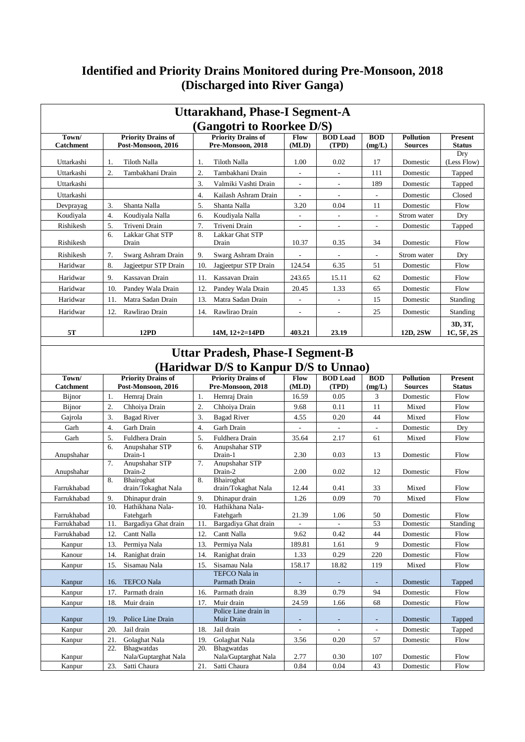# Identified and Priority Drains Monitored during Pre-Monsoon, 2018 (Discharged into River Ganga)

## Uttarakhand, Phase-I Segment-A (Gangotri to Roorkee D/S)

| Town/ Catchment | Priority Drains of Post-Monsoon, 2016 | Priority Drains of Pre-Monsoon, 2018 | Flow (MLD) | BOD Load (TPD) | BOD (mg/L) | Pollution Sources | Present Status |
|---|---|---|---|---|---|---|---|
| Uttarkashi | 1. Tiloth Nalla | 1. Tiloth Nalla | 1.00 | 0.02 | 17 | Domestic | Dry (Less Flow) |
| Uttarkashi | 2. Tambakhani Drain | 2. Tambakhani Drain | - | - | 111 | Domestic | Tapped |
| Uttarkashi | | 3. Valmiki Vashti Drain | - | - | 189 | Domestic | Tapped |
| Uttarkashi | | 4. Kailash Ashram Drain | - | - | - | Domestic | Closed |
| Devprayag | 3. Shanta Nalla | 5. Shanta Nalla | 3.20 | 0.04 | 11 | Domestic | Flow |
| Koudiyala | 4. Koudiyala Nalla | 6. Koudiyala Nalla | - | - | - | Strom water | Dry |
| Rishikesh | 5. Triveni Drain | 7. Triveni Drain | - | - | - | Domestic | Tapped |
| Rishikesh | 6. Lakkar Ghat STP Drain | 8. Lakkar Ghat STP Drain | 10.37 | 0.35 | 34 | Domestic | Flow |
| Rishikesh | 7. Swarg Ashram Drain | 9. Swarg Ashram Drain | - | - | - | Strom water | Dry |
| Haridwar | 8. Jagjeetpur STP Drain | 10. Jagjeetpur STP Drain | 124.54 | 6.35 | 51 | Domestic | Flow |
| Haridwar | 9. Kassavan Drain | 11. Kassavan Drain | 243.65 | 15.11 | 62 | Domestic | Flow |
| Haridwar | 10. Pandey Wala Drain | 12. Pandey Wala Drain | 20.45 | 1.33 | 65 | Domestic | Flow |
| Haridwar | 11. Matra Sadan Drain | 13. Matra Sadan Drain | - | - | 15 | Domestic | Standing |
| Haridwar | 12. Rawlirao Drain | 14. Rawlirao Drain | - | - | 25 | Domestic | Standing |
| **5T** | **12PD** | **14M, 12+2=14PD** | **403.21** | **23.19** | | **12D, 2SW** | **3D, 3T, 1C, 5F, 2S** |

## Uttar Pradesh, Phase-I Segment-B (Haridwar D/S to Kanpur D/S to Unnao)

| Town/ Catchment | Priority Drains of Post-Monsoon, 2016 | Priority Drains of Pre-Monsoon, 2018 | Flow (MLD) | BOD Load (TPD) | BOD (mg/L) | Pollution Sources | Present Status |
|---|---|---|---|---|---|---|---|
| Bijnor | 1. Hemraj Drain | 1. Hemraj Drain | 16.59 | 0.05 | 3 | Domestic | Flow |
| Bijnor | 2. Chhoiya Drain | 2. Chhoiya Drain | 9.68 | 0.11 | 11 | Mixed | Flow |
| Gajrola | 3. Bagad River | 3. Bagad River | 4.55 | 0.20 | 44 | Mixed | Flow |
| Garh | 4. Garh Drain | 4. Garh Drain | - | - | - | Domestic | Dry |
| Garh | 5. Fuldhera Drain | 5. Fuldhera Drain | 35.64 | 2.17 | 61 | Mixed | Flow |
| Anupshahar | 6. Anupshahar STP Drain-1 | 6. Anupshahar STP Drain-1 | 2.30 | 0.03 | 13 | Domestic | Flow |
| Anupshahar | 7. Anupshahar STP Drain-2 | 7. Anupshahar STP Drain-2 | 2.00 | 0.02 | 12 | Domestic | Flow |
| Farrukhabad | 8. Bhairoghat drain/Tokaghat Nala | 8. Bhairoghat drain/Tokaghat Nala | 12.44 | 0.41 | 33 | Mixed | Flow |
| Farrukhabad | 9. Dhinapur drain | 9. Dhinapur drain | 1.26 | 0.09 | 70 | Mixed | Flow |
| Farrukhabad | 10. Hathikhana Nala-Fatehgarh | 10. Hathikhana Nala-Fatehgarh | 21.39 | 1.06 | 50 | Domestic | Flow |
| Farrukhabad | 11. Bargadiya Ghat drain | 11. Bargadiya Ghat drain | - | - | 53 | Domestic | Standing |
| Farrukhabad | 12. Cantt Nalla | 12. Cantt Nalla | 9.62 | 0.42 | 44 | Domestic | Flow |
| Kanpur | 13. Permiya Nala | 13. Permiya Nala | 189.81 | 1.61 | 9 | Domestic | Flow |
| Kanour | 14. Ranighat drain | 14. Ranighat drain | 1.33 | 0.29 | 220 | Domestic | Flow |
| Kanpur | 15. Sisamau Nala | 15. Sisamau Nala | 158.17 | 18.82 | 119 | Mixed | Flow |
| Kanpur | 16. TEFCO Nala | TEFCO Nala in Parmath Drain | - | - | - | Domestic | Tapped |
| Kanpur | 17. Parmath drain | 16. Parmath drain | 8.39 | 0.79 | 94 | Domestic | Flow |
| Kanpur | 18. Muir drain | 17. Muir drain | 24.59 | 1.66 | 68 | Domestic | Flow |
| Kanpur | 19. Police Line Drain | Police Line drain in Muir Drain | - | - | - | Domestic | Tapped |
| Kanpur | 20. Jail drain | 18. Jail drain | - | - | - | Domestic | Tapped |
| Kanpur | 21. Golaghat Nala | 19. Golaghat Nala | 3.56 | 0.20 | 57 | Domestic | Flow |
| Kanpur | 22. Bhagwatdas Nala/Guptarghat Nala | 20. Bhagwatdas Nala/Guptarghat Nala | 2.77 | 0.30 | 107 | Domestic | Flow |
| Kanpur | 23. Satti Chaura | 21. Satti Chaura | 0.84 | 0.04 | 43 | Domestic | Flow |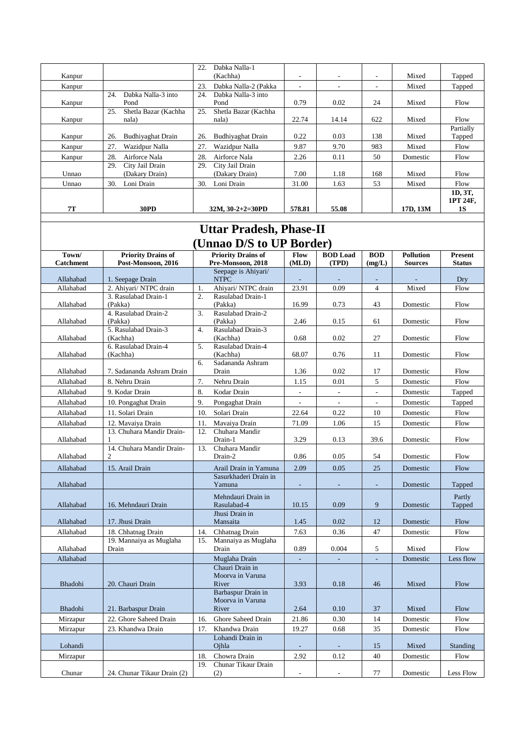| Kanpur | | 22. Dabka Nalla-1 (Kachha) | - | - | - | Mixed | Tapped |
|---|---|---|---|---|---|---|---|
| Kanpur | | 23. Dabka Nalla-2 (Pakka | - | - | - | Mixed | Tapped |
| Kanpur | 24. Dabka Nalla-3 into Pond | 24. Dabka Nalla-3 into Pond | 0.79 | 0.02 | 24 | Mixed | Flow |
| Kanpur | 25. Shetla Bazar (Kachha nala) | 25. Shetla Bazar (Kachha nala) | 22.74 | 14.14 | 622 | Mixed | Flow |
| Kanpur | 26. Budhiyaghat Drain | 26. Budhiyaghat Drain | 0.22 | 0.03 | 138 | Mixed | Partially Tapped |
| Kanpur | 27. Wazidpur Nalla | 27. Wazidpur Nalla | 9.87 | 9.70 | 983 | Mixed | Flow |
| Kanpur | 28. Airforce Nala | 28. Airforce Nala | 2.26 | 0.11 | 50 | Domestic | Flow |
| Unnao | 29. City Jail Drain (Dakary Drain) | 29. City Jail Drain (Dakary Drain) | 7.00 | 1.18 | 168 | Mixed | Flow |
| Unnao | 30. Loni Drain | 30. Loni Drain | 31.00 | 1.63 | 53 | Mixed | Flow |
| **7T** | **30PD** | **32M, 30-2+2=30PD** | **578.81** | **55.08** | | **17D, 13M** | **1D, 3T, 1PT 24F, 1S** |

# Uttar Pradesh, Phase-II

## (Unnao D/S to UP Border)

| Town/ Catchment | Priority Drains of Post-Monsoon, 2016 | Priority Drains of Pre-Monsoon, 2018 | Flow (MLD) | BOD Load (TPD) | BOD (mg/L) | Pollution Sources | Present Status |
|---|---|---|---|---|---|---|---|
| Allahabad | 1. Seepage Drain | Seepage is Ahiyari/ NTPC | - | - | - | - | Dry |
| Allahabad | 2. Ahiyari/ NTPC drain | 1. Ahiyari/ NTPC drain | 23.91 | 0.09 | 4 | Mixed | Flow |
| Allahabad | 3. Rasulabad Drain-1 (Pakka) | 2. Rasulabad Drain-1 (Pakka) | 16.99 | 0.73 | 43 | Domestic | Flow |
| Allahabad | 4. Rasulabad Drain-2 (Pakka) | 3. Rasulabad Drain-2 (Pakka) | 2.46 | 0.15 | 61 | Domestic | Flow |
| Allahabad | 5. Rasulabad Drain-3 (Kachha) | 4. Rasulabad Drain-3 (Kachha) | 0.68 | 0.02 | 27 | Domestic | Flow |
| Allahabad | 6. Rasulabad Drain-4 (Kachha) | 5. Rasulabad Drain-4 (Kachha) | 68.07 | 0.76 | 11 | Domestic | Flow |
| Allahabad | 7. Sadananda Ashram Drain | 6. Sadananda Ashram Drain | 1.36 | 0.02 | 17 | Domestic | Flow |
| Allahabad | 8. Nehru Drain | 7. Nehru Drain | 1.15 | 0.01 | 5 | Domestic | Flow |
| Allahabad | 9. Kodar Drain | 8. Kodar Drain | - | - | - | Domestic | Tapped |
| Allahabad | 10. Pongaghat Drain | 9. Pongaghat Drain | - | - | - | Domestic | Tapped |
| Allahabad | 11. Solari Drain | 10. Solari Drain | 22.64 | 0.22 | 10 | Domestic | Flow |
| Allahabad | 12. Mavaiya Drain | 11. Mavaiya Drain | 71.09 | 1.06 | 15 | Domestic | Flow |
| Allahabad | 13. Chuhara Mandir Drain-1 | 12. Chuhara Mandir Drain-1 | 3.29 | 0.13 | 39.6 | Domestic | Flow |
| Allahabad | 14. Chuhara Mandir Drain-2 | 13. Chuhara Mandir Drain-2 | 0.86 | 0.05 | 54 | Domestic | Flow |
| Allahabad | 15. Arail Drain | Arail Drain in Yamuna | 2.09 | 0.05 | 25 | Domestic | Flow |
| Allahabad | | Sasurkhaderi Drain in Yamuna | - | - | - | Domestic | Tapped |
| Allahabad | 16. Mehndauri Drain | Mehndauri Drain in Rasulabad-4 | 10.15 | 0.09 | 9 | Domestic | Partly Tapped |
| Allahabad | 17. Jhusi Drain | Jhusi Drain in Mansaita | 1.45 | 0.02 | 12 | Domestic | Flow |
| Allahabad | 18. Chhatnag Drain | 14. Chhatnag Drain | 7.63 | 0.36 | 47 | Domestic | Flow |
| Allahabad | 19. Mannaiya as Muglaha Drain | 15. Mannaiya as Muglaha Drain | 0.89 | 0.004 | 5 | Mixed | Flow |
| Allahabad | | Muglaha Drain | - | - | - | Domestic | Less flow |
| Bhadohi | 20. Chauri Drain | Chauri Drain in Moorva in Varuna River | 3.93 | 0.18 | 46 | Mixed | Flow |
| Bhadohi | 21. Barbaspur Drain | Barbaspur Drain in Moorva in Varuna River | 2.64 | 0.10 | 37 | Mixed | Flow |
| Mirzapur | 22. Ghore Saheed Drain | 16. Ghore Saheed Drain | 21.86 | 0.30 | 14 | Domestic | Flow |
| Mirzapur | 23. Khandwa Drain | 17. Khandwa Drain | 19.27 | 0.68 | 35 | Domestic | Flow |
| Lohandi | | Lohandi Drain in Ojhla | - | - | 15 | Mixed | Standing |
| Mirzapur | | 18. Chowra Drain | 2.92 | 0.12 | 40 | Domestic | Flow |
| Chunar | 24. Chunar Tikaur Drain (2) | 19. Chunar Tikaur Drain (2) | - | - | 77 | Domestic | Less Flow |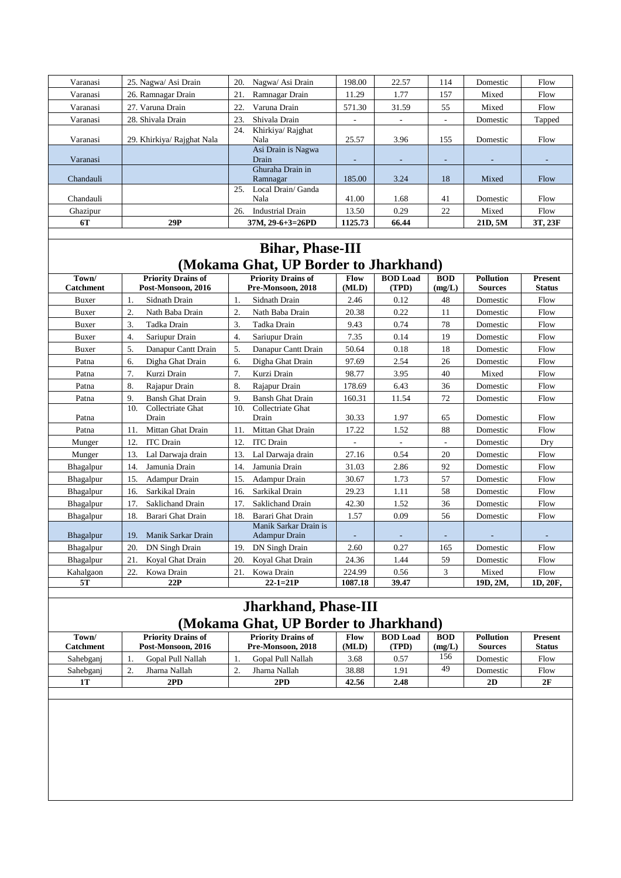| Varanasi | 25. Nagwa/ Asi Drain | 20. Nagwa/ Asi Drain | 198.00 | 22.57 | 114 | Domestic | Flow |
|---|---|---|---|---|---|---|---|
| Varanasi | 26. Ramnagar Drain | 21. Ramnagar Drain | 11.29 | 1.77 | 157 | Mixed | Flow |
| Varanasi | 27. Varuna Drain | 22. Varuna Drain | 571.30 | 31.59 | 55 | Mixed | Flow |
| Varanasi | 28. Shivala Drain | 23. Shivala Drain | - | - | - | Domestic | Tapped |
| Varanasi | 29. Khirkiya/ Rajghat Nala | 24. Khirkiya/ Rajghat Nala | 25.57 | 3.96 | 155 | Domestic | Flow |
| Varanasi | | Asi Drain is Nagwa Drain | - | - | - | - | - |
| Chandauli | | Ghuraha Drain in Ramnagar | 185.00 | 3.24 | 18 | Mixed | Flow |
| Chandauli | | 25. Local Drain/ Ganda Nala | 41.00 | 1.68 | 41 | Domestic | Flow |
| Ghazipur | | 26. Industrial Drain | 13.50 | 0.29 | 22 | Mixed | Flow |
| **6T** | **29P** | **37M, 29-6+3=26PD** | **1125.73** | **66.44** | | **21D, 5M** | **3T, 23F** |

## Bihar, Phase-III (Mokama Ghat, UP Border to Jharkhand)

| Town/ Catchment | Priority Drains of Post-Monsoon, 2016 | Priority Drains of Pre-Monsoon, 2018 | Flow (MLD) | BOD Load (TPD) | BOD (mg/L) | Pollution Sources | Present Status |
|---|---|---|---|---|---|---|---|
| Buxer | 1. Sidnath Drain | 1. Sidnath Drain | 2.46 | 0.12 | 48 | Domestic | Flow |
| Buxer | 2. Nath Baba Drain | 2. Nath Baba Drain | 20.38 | 0.22 | 11 | Domestic | Flow |
| Buxer | 3. Tadka Drain | 3. Tadka Drain | 9.43 | 0.74 | 78 | Domestic | Flow |
| Buxer | 4. Sariupur Drain | 4. Sariupur Drain | 7.35 | 0.14 | 19 | Domestic | Flow |
| Buxer | 5. Danapur Cantt Drain | 5. Danapur Cantt Drain | 50.64 | 0.18 | 18 | Domestic | Flow |
| Patna | 6. Digha Ghat Drain | 6. Digha Ghat Drain | 97.69 | 2.54 | 26 | Domestic | Flow |
| Patna | 7. Kurzi Drain | 7. Kurzi Drain | 98.77 | 3.95 | 40 | Mixed | Flow |
| Patna | 8. Rajapur Drain | 8. Rajapur Drain | 178.69 | 6.43 | 36 | Domestic | Flow |
| Patna | 9. Bansh Ghat Drain | 9. Bansh Ghat Drain | 160.31 | 11.54 | 72 | Domestic | Flow |
| Patna | 10. Collectriate Ghat Drain | 10. Collectriate Ghat Drain | 30.33 | 1.97 | 65 | Domestic | Flow |
| Patna | 11. Mittan Ghat Drain | 11. Mittan Ghat Drain | 17.22 | 1.52 | 88 | Domestic | Flow |
| Munger | 12. ITC Drain | 12. ITC Drain | - | - | - | Domestic | Dry |
| Munger | 13. Lal Darwaja drain | 13. Lal Darwaja drain | 27.16 | 0.54 | 20 | Domestic | Flow |
| Bhagalpur | 14. Jamunia Drain | 14. Jamunia Drain | 31.03 | 2.86 | 92 | Domestic | Flow |
| Bhagalpur | 15. Adampur Drain | 15. Adampur Drain | 30.67 | 1.73 | 57 | Domestic | Flow |
| Bhagalpur | 16. Sarkikal Drain | 16. Sarkikal Drain | 29.23 | 1.11 | 58 | Domestic | Flow |
| Bhagalpur | 17. Saklichand Drain | 17. Saklichand Drain | 42.30 | 1.52 | 36 | Domestic | Flow |
| Bhagalpur | 18. Barari Ghat Drain | 18. Barari Ghat Drain | 1.57 | 0.09 | 56 | Domestic | Flow |
| Bhagalpur | 19. Manik Sarkar Drain | Manik Sarkar Drain is Adampur Drain | - | - | - | - | - |
| Bhagalpur | 20. DN Singh Drain | 19. DN Singh Drain | 2.60 | 0.27 | 165 | Domestic | Flow |
| Bhagalpur | 21. Koyal Ghat Drain | 20. Koyal Ghat Drain | 24.36 | 1.44 | 59 | Domestic | Flow |
| Kahalgaon | 22. Kowa Drain | 21. Kowa Drain | 224.99 | 0.56 | 3 | Mixed | Flow |
| **5T** | **22P** | **22-1=21P** | **1087.18** | **39.47** | | **19D, 2M,** | **1D, 20F,** |

## Jharkhand, Phase-III (Mokama Ghat, UP Border to Jharkhand)

| Town/ Catchment | Priority Drains of Post-Monsoon, 2016 | Priority Drains of Pre-Monsoon, 2018 | Flow (MLD) | BOD Load (TPD) | BOD (mg/L) | Pollution Sources | Present Status |
|---|---|---|---|---|---|---|---|
| Sahebganj | 1. Gopal Pull Nallah | 1. Gopal Pull Nallah | 3.68 | 0.57 | 156 | Domestic | Flow |
| Sahebganj | 2. Jharna Nallah | 2. Jharna Nallah | 38.88 | 1.91 | 49 | Domestic | Flow |
| **1T** | **2PD** | **2PD** | **42.56** | **2.48** | | **2D** | **2F** |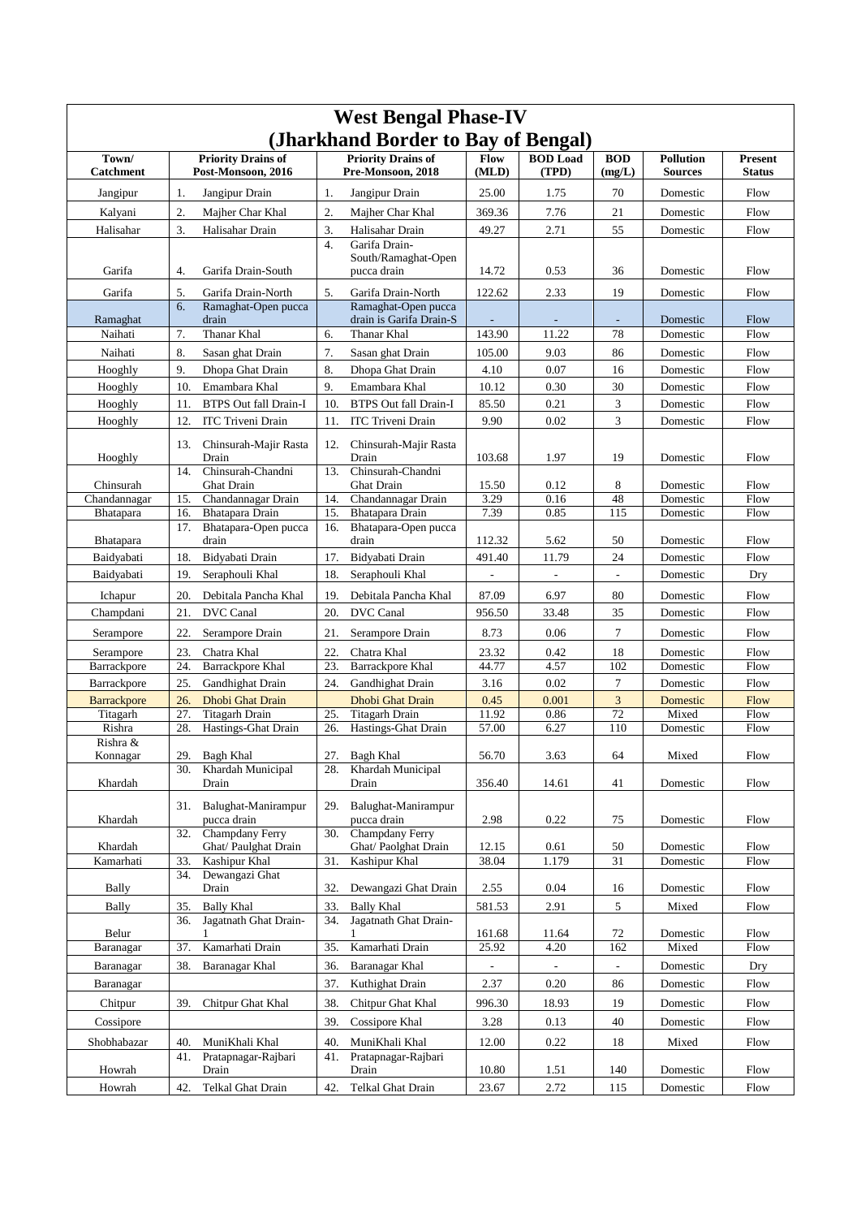| West Bengal Phase-IV (Jharkhand Border to Bay of Bengal) | | | | | | | |
|---|---|---|---|---|---|---|---|
| Town/ Catchment | Priority Drains of Post-Monsoon, 2016 | Priority Drains of Pre-Monsoon, 2018 | Flow (MLD) | BOD Load (TPD) | BOD (mg/L) | Pollution Sources | Present Status |
| Jangipur | 1. Jangipur Drain | 1. Jangipur Drain | 25.00 | 1.75 | 70 | Domestic | Flow |
| Kalyani | 2. Majher Char Khal | 2. Majher Char Khal | 369.36 | 7.76 | 21 | Domestic | Flow |
| Halisahar | 3. Halisahar Drain | 3. Halisahar Drain | 49.27 | 2.71 | 55 | Domestic | Flow |
| Garifa | 4. Garifa Drain-South | 4. Garifa Drain-South/Ramaghat-Open pucca drain | 14.72 | 0.53 | 36 | Domestic | Flow |
| Garifa | 5. Garifa Drain-North | 5. Garifa Drain-North | 122.62 | 2.33 | 19 | Domestic | Flow |
| Ramaghat | 6. Ramaghat-Open pucca drain | Ramaghat-Open pucca drain is Garifa Drain-S | - | - | - | Domestic | Flow |
| Naihati | 7. Thanar Khal | 6. Thanar Khal | 143.90 | 11.22 | 78 | Domestic | Flow |
| Naihati | 8. Sasan ghat Drain | 7. Sasan ghat Drain | 105.00 | 9.03 | 86 | Domestic | Flow |
| Hooghly | 9. Dhopa Ghat Drain | 8. Dhopa Ghat Drain | 4.10 | 0.07 | 16 | Domestic | Flow |
| Hooghly | 10. Emambara Khal | 9. Emambara Khal | 10.12 | 0.30 | 30 | Domestic | Flow |
| Hooghly | 11. BTPS Out fall Drain-I | 10. BTPS Out fall Drain-I | 85.50 | 0.21 | 3 | Domestic | Flow |
| Hooghly | 12. ITC Triveni Drain | 11. ITC Triveni Drain | 9.90 | 0.02 | 3 | Domestic | Flow |
| Hooghly | 13. Chinsurah-Majir Rasta Drain | 12. Chinsurah-Majir Rasta Drain | 103.68 | 1.97 | 19 | Domestic | Flow |
| Chinsurah | 14. Chinsurah-Chandni Ghat Drain | 13. Chinsurah-Chandni Ghat Drain | 15.50 | 0.12 | 8 | Domestic | Flow |
| Chandannagar | 15. Chandannagar Drain | 14. Chandannagar Drain | 3.29 | 0.16 | 48 | Domestic | Flow |
| Bhatapara | 16. Bhatapara Drain | 15. Bhatapara Drain | 7.39 | 0.85 | 115 | Domestic | Flow |
| Bhatapara | 17. Bhatapara-Open pucca drain | 16. Bhatapara-Open pucca drain | 112.32 | 5.62 | 50 | Domestic | Flow |
| Baidyabati | 18. Bidyabati Drain | 17. Bidyabati Drain | 491.40 | 11.79 | 24 | Domestic | Flow |
| Baidyabati | 19. Seraphouli Khal | 18. Seraphouli Khal | - | - | - | Domestic | Dry |
| Ichapur | 20. Debitala Pancha Khal | 19. Debitala Pancha Khal | 87.09 | 6.97 | 80 | Domestic | Flow |
| Champdani | 21. DVC Canal | 20. DVC Canal | 956.50 | 33.48 | 35 | Domestic | Flow |
| Serampore | 22. Serampore Drain | 21. Serampore Drain | 8.73 | 0.06 | 7 | Domestic | Flow |
| Serampore | 23. Chatra Khal | 22. Chatra Khal | 23.32 | 0.42 | 18 | Domestic | Flow |
| Barrackpore | 24. Barrackpore Khal | 23. Barrackpore Khal | 44.77 | 4.57 | 102 | Domestic | Flow |
| Barrackpore | 25. Gandhighat Drain | 24. Gandhighat Drain | 3.16 | 0.02 | 7 | Domestic | Flow |
| Barrackpore | 26. Dhobi Ghat Drain | Dhobi Ghat Drain | 0.45 | 0.001 | 3 | Domestic | Flow |
| Titagarh | 27. Titagarh Drain | 25. Titagarh Drain | 11.92 | 0.86 | 72 | Mixed | Flow |
| Rishra | 28. Hastings-Ghat Drain | 26. Hastings-Ghat Drain | 57.00 | 6.27 | 110 | Domestic | Flow |
| Rishra & Konnagar | 29. Bagh Khal | 27. Bagh Khal | 56.70 | 3.63 | 64 | Mixed | Flow |
| Khardah | 30. Khardah Municipal Drain | 28. Khardah Municipal Drain | 356.40 | 14.61 | 41 | Domestic | Flow |
| Khardah | 31. Balughat-Manirampur pucca drain | 29. Balughat-Manirampur pucca drain | 2.98 | 0.22 | 75 | Domestic | Flow |
| Khardah | 32. Champdany Ferry Ghat/ Paulghat Drain | 30. Champdany Ferry Ghat/ Paolghat Drain | 12.15 | 0.61 | 50 | Domestic | Flow |
| Kamarhati | 33. Kashipur Khal | 31. Kashipur Khal | 38.04 | 1.179 | 31 | Domestic | Flow |
| Bally | 34. Dewangazi Ghat Drain | 32. Dewangazi Ghat Drain | 2.55 | 0.04 | 16 | Domestic | Flow |
| Bally | 35. Bally Khal | 33. Bally Khal | 581.53 | 2.91 | 5 | Mixed | Flow |
| Belur | 36. Jagatnath Ghat Drain-1 | 34. Jagatnath Ghat Drain-1 | 161.68 | 11.64 | 72 | Domestic | Flow |
| Baranagar | 37. Kamarhati Drain | 35. Kamarhati Drain | 25.92 | 4.20 | 162 | Mixed | Flow |
| Baranagar | 38. Baranagar Khal | 36. Baranagar Khal | - | - | - | Domestic | Dry |
| Baranagar | | 37. Kuthighat Drain | 2.37 | 0.20 | 86 | Domestic | Flow |
| Chitpur | 39. Chitpur Ghat Khal | 38. Chitpur Ghat Khal | 996.30 | 18.93 | 19 | Domestic | Flow |
| Cossipore | | 39. Cossipore Khal | 3.28 | 0.13 | 40 | Domestic | Flow |
| Shobhabazar | 40. MuniKhali Khal | 40. MuniKhali Khal | 12.00 | 0.22 | 18 | Mixed | Flow |
| Howrah | 41. Pratapnagar-Rajbari Drain | 41. Pratapnagar-Rajbari Drain | 10.80 | 1.51 | 140 | Domestic | Flow |
| Howrah | 42. Telkal Ghat Drain | 42. Telkal Ghat Drain | 23.67 | 2.72 | 115 | Domestic | Flow |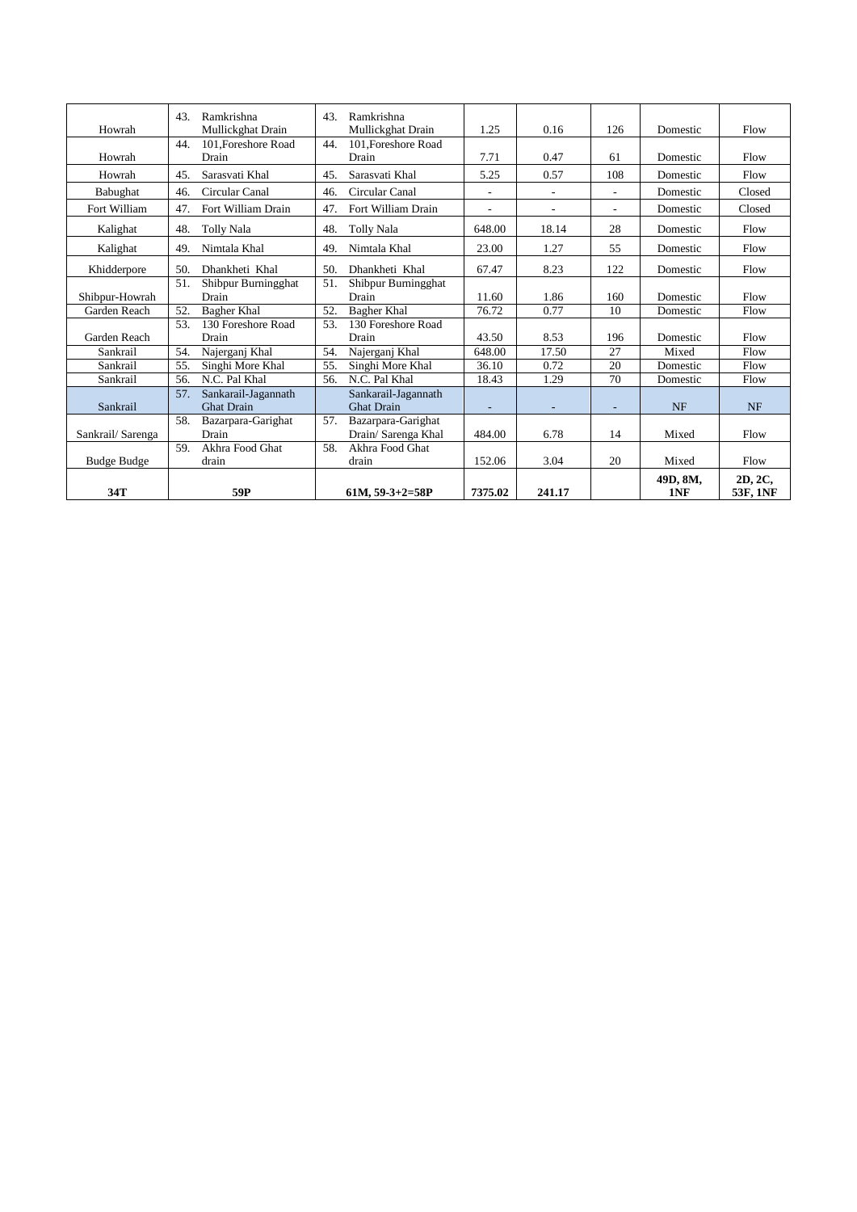| Howrah | 43. Ramkrishna Mullickghat Drain | 43. Ramkrishna Mullickghat Drain | 1.25 | 0.16 | 126 | Domestic | Flow |
|---|---|---|---|---|---|---|---|
| Howrah | 44. 101,Foreshore Road Drain | 44. 101,Foreshore Road Drain | 7.71 | 0.47 | 61 | Domestic | Flow |
| Howrah | 45. Sarasvati Khal | 45. Sarasvati Khal | 5.25 | 0.57 | 108 | Domestic | Flow |
| Babughat | 46. Circular Canal | 46. Circular Canal | - | - | - | Domestic | Closed |
| Fort William | 47. Fort William Drain | 47. Fort William Drain | - | - | - | Domestic | Closed |
| Kalighat | 48. Tolly Nala | 48. Tolly Nala | 648.00 | 18.14 | 28 | Domestic | Flow |
| Kalighat | 49. Nimtala Khal | 49. Nimtala Khal | 23.00 | 1.27 | 55 | Domestic | Flow |
| Khidderpore | 50. Dhankheti Khal | 50. Dhankheti Khal | 67.47 | 8.23 | 122 | Domestic | Flow |
| Shibpur-Howrah | 51. Shibpur Burningghat Drain | 51. Shibpur Burningghat Drain | 11.60 | 1.86 | 160 | Domestic | Flow |
| Garden Reach | 52. Bagher Khal | 52. Bagher Khal | 76.72 | 0.77 | 10 | Domestic | Flow |
| Garden Reach | 53. 130 Foreshore Road Drain | 53. 130 Foreshore Road Drain | 43.50 | 8.53 | 196 | Domestic | Flow |
| Sankrail | 54. Najerganj Khal | 54. Najerganj Khal | 648.00 | 17.50 | 27 | Mixed | Flow |
| Sankrail | 55. Singhi More Khal | 55. Singhi More Khal | 36.10 | 0.72 | 20 | Domestic | Flow |
| Sankrail | 56. N.C. Pal Khal | 56. N.C. Pal Khal | 18.43 | 1.29 | 70 | Domestic | Flow |
| Sankrail | 57. Sankarail-Jagannath Ghat Drain | Sankarail-Jagannath Ghat Drain | - | - | - | NF | NF |
| Sankrail/ Sarenga | 58. Bazarpara-Garighat Drain | 57. Bazarpara-Garighat Drain/ Sarenga Khal | 484.00 | 6.78 | 14 | Mixed | Flow |
| Budge Budge | 59. Akhra Food Ghat drain | 58. Akhra Food Ghat drain | 152.06 | 3.04 | 20 | Mixed | Flow |
| **34T** | **59P** | **61M, 59-3+2=58P** | **7375.02** | **241.17** | | **49D, 8M, 1NF** | **2D, 2C, 53F, 1NF** |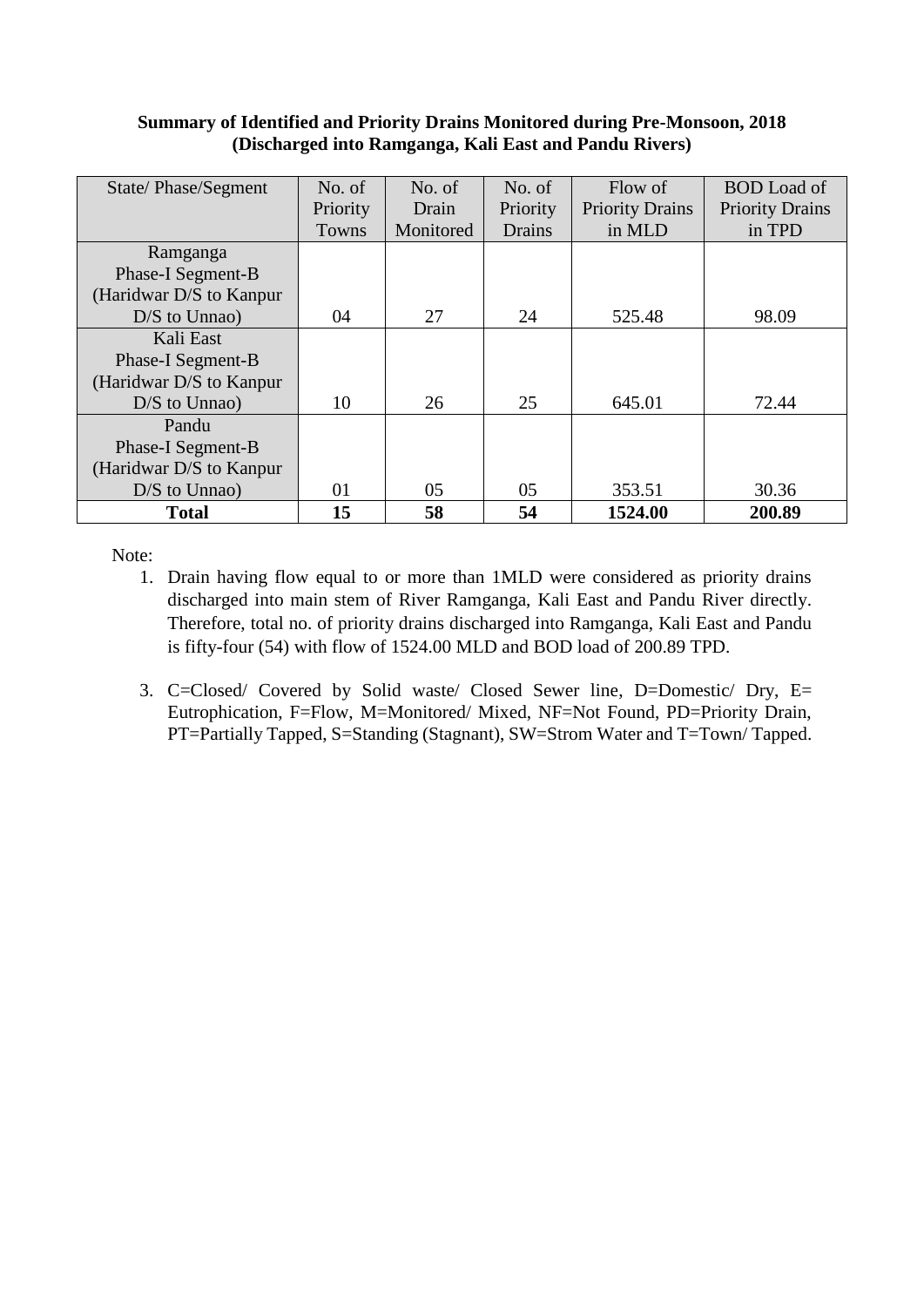**Summary of Identified and Priority Drains Monitored during Pre-Monsoon, 2018 (Discharged into Ramganga, Kali East and Pandu Rivers)**

| State/ Phase/Segment | No. of Priority Towns | No. of Drain Monitored | No. of Priority Drains | Flow of Priority Drains in MLD | BOD Load of Priority Drains in TPD |
|---|---|---|---|---|---|
| Ramganga Phase-I Segment-B (Haridwar D/S to Kanpur D/S to Unnao) | 04 | 27 | 24 | 525.48 | 98.09 |
| Kali East Phase-I Segment-B (Haridwar D/S to Kanpur D/S to Unnao) | 10 | 26 | 25 | 645.01 | 72.44 |
| Pandu Phase-I Segment-B (Haridwar D/S to Kanpur D/S to Unnao) | 01 | 05 | 05 | 353.51 | 30.36 |
| **Total** | **15** | **58** | **54** | **1524.00** | **200.89** |

Note:

1. Drain having flow equal to or more than 1MLD were considered as priority drains discharged into main stem of River Ramganga, Kali East and Pandu River directly. Therefore, total no. of priority drains discharged into Ramganga, Kali East and Pandu is fifty-four (54) with flow of 1524.00 MLD and BOD load of 200.89 TPD.

3. C=Closed/ Covered by Solid waste/ Closed Sewer line, D=Domestic/ Dry, E= Eutrophication, F=Flow, M=Monitored/ Mixed, NF=Not Found, PD=Priority Drain, PT=Partially Tapped, S=Standing (Stagnant), SW=Strom Water and T=Town/ Tapped.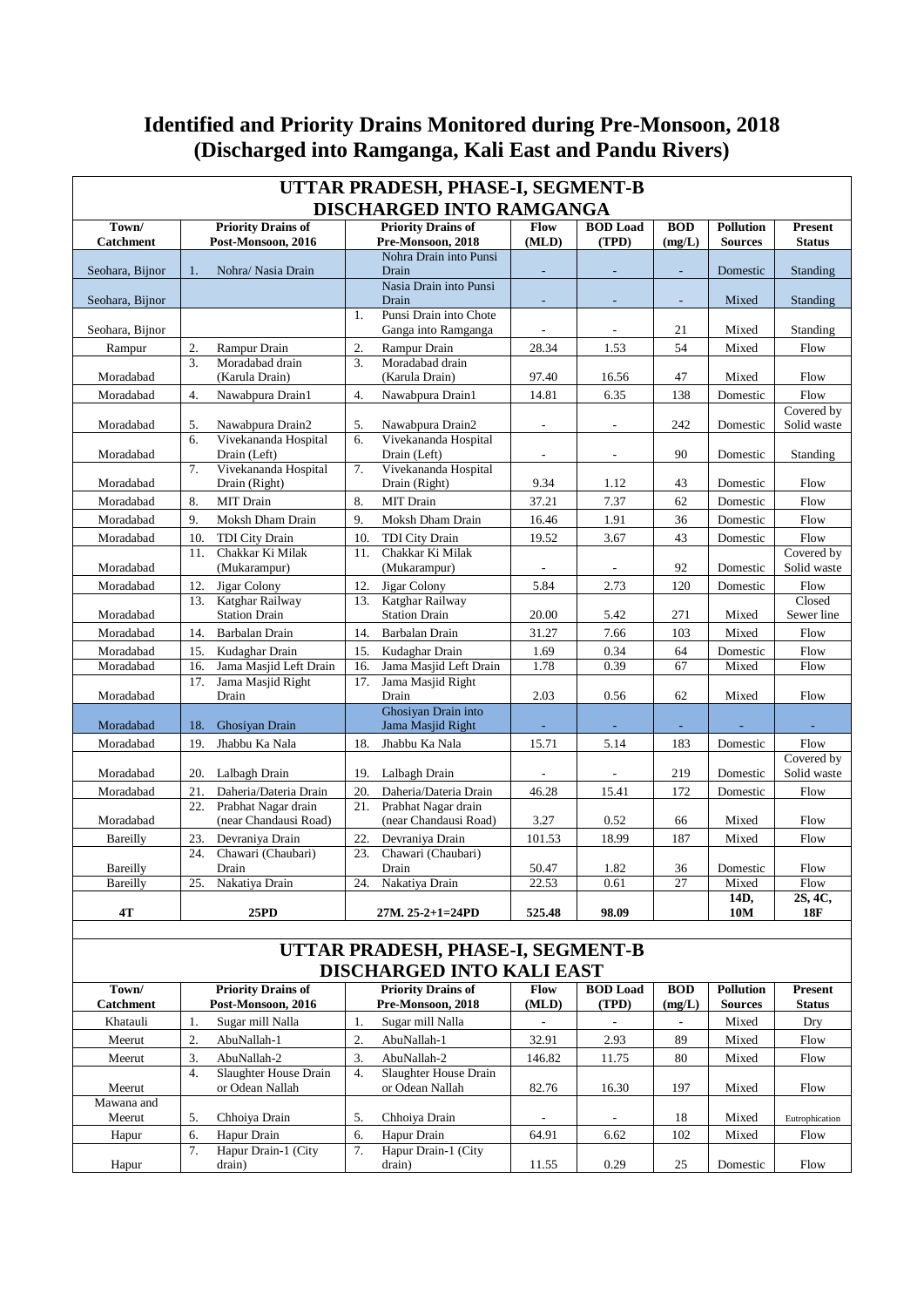# Identified and Priority Drains Monitored during Pre-Monsoon, 2018 (Discharged into Ramganga, Kali East and Pandu Rivers)

## UTTAR PRADESH, PHASE-I, SEGMENT-B DISCHARGED INTO RAMGANGA

| Town/ Catchment | Priority Drains of Post-Monsoon, 2016 | Priority Drains of Pre-Monsoon, 2018 | Flow (MLD) | BOD Load (TPD) | BOD (mg/L) | Pollution Sources | Present Status |
|---|---|---|---|---|---|---|---|
| Seohara, Bijnor | 1. Nohra/ Nasia Drain | Nohra Drain into Punsi Drain | - | - | - | Domestic | Standing |
| Seohara, Bijnor | | Nasia Drain into Punsi Drain | - | - | - | Mixed | Standing |
| Seohara, Bijnor | | 1. Punsi Drain into Chote Ganga into Ramganga | - | - | 21 | Mixed | Standing |
| Rampur | 2. Rampur Drain | 2. Rampur Drain | 28.34 | 1.53 | 54 | Mixed | Flow |
| Moradabad | 3. Moradabad drain (Karula Drain) | 3. Moradabad drain (Karula Drain) | 97.40 | 16.56 | 47 | Mixed | Flow |
| Moradabad | 4. Nawabpura Drain1 | 4. Nawabpura Drain1 | 14.81 | 6.35 | 138 | Domestic | Flow |
| Moradabad | 5. Nawabpura Drain2 | 5. Nawabpura Drain2 | - | - | 242 | Domestic | Covered by Solid waste |
| Moradabad | 6. Vivekananda Hospital Drain (Left) | 6. Vivekananda Hospital Drain (Left) | - | - | 90 | Domestic | Standing |
| Moradabad | 7. Vivekananda Hospital Drain (Right) | 7. Vivekananda Hospital Drain (Right) | 9.34 | 1.12 | 43 | Domestic | Flow |
| Moradabad | 8. MIT Drain | 8. MIT Drain | 37.21 | 7.37 | 62 | Domestic | Flow |
| Moradabad | 9. Moksh Dham Drain | 9. Moksh Dham Drain | 16.46 | 1.91 | 36 | Domestic | Flow |
| Moradabad | 10. TDI City Drain | 10. TDI City Drain | 19.52 | 3.67 | 43 | Domestic | Flow |
| Moradabad | 11. Chakkar Ki Milak (Mukarampur) | 11. Chakkar Ki Milak (Mukarampur) | - | - | 92 | Domestic | Covered by Solid waste |
| Moradabad | 12. Jigar Colony | 12. Jigar Colony | 5.84 | 2.73 | 120 | Domestic | Flow |
| Moradabad | 13. Katghar Railway Station Drain | 13. Katghar Railway Station Drain | 20.00 | 5.42 | 271 | Mixed | Closed Sewer line |
| Moradabad | 14. Barbalan Drain | 14. Barbalan Drain | 31.27 | 7.66 | 103 | Mixed | Flow |
| Moradabad | 15. Kudaghar Drain | 15. Kudaghar Drain | 1.69 | 0.34 | 64 | Domestic | Flow |
| Moradabad | 16. Jama Masjid Left Drain | 16. Jama Masjid Left Drain | 1.78 | 0.39 | 67 | Mixed | Flow |
| Moradabad | 17. Jama Masjid Right Drain | 17. Jama Masjid Right Drain | 2.03 | 0.56 | 62 | Mixed | Flow |
| Moradabad | 18. Ghosiyan Drain | Ghosiyan Drain into Jama Masjid Right | - | - | - | - | - |
| Moradabad | 19. Jhabbu Ka Nala | 18. Jhabbu Ka Nala | 15.71 | 5.14 | 183 | Domestic | Flow |
| Moradabad | 20. Lalbagh Drain | 19. Lalbagh Drain | - | - | 219 | Domestic | Covered by Solid waste |
| Moradabad | 21. Daheria/Dateria Drain | 20. Daheria/Dateria Drain | 46.28 | 15.41 | 172 | Domestic | Flow |
| Moradabad | 22. Prabhat Nagar drain (near Chandausi Road) | 21. Prabhat Nagar drain (near Chandausi Road) | 3.27 | 0.52 | 66 | Mixed | Flow |
| Bareilly | 23. Devraniya Drain | 22. Devraniya Drain | 101.53 | 18.99 | 187 | Mixed | Flow |
| Bareilly | 24. Chawari (Chaubari) Drain | 23. Chawari (Chaubari) Drain | 50.47 | 1.82 | 36 | Domestic | Flow |
| Bareilly | 25. Nakatiya Drain | 24. Nakatiya Drain | 22.53 | 0.61 | 27 | Mixed | Flow |
| **4T** | **25PD** | **27M. 25-2+1=24PD** | **525.48** | **98.09** | | **14D, 10M** | **2S, 4C, 18F** |

## UTTAR PRADESH, PHASE-I, SEGMENT-B DISCHARGED INTO KALI EAST

| Town/ Catchment | Priority Drains of Post-Monsoon, 2016 | Priority Drains of Pre-Monsoon, 2018 | Flow (MLD) | BOD Load (TPD) | BOD (mg/L) | Pollution Sources | Present Status |
|---|---|---|---|---|---|---|---|
| Khatauli | 1. Sugar mill Nalla | 1. Sugar mill Nalla | - | - | - | Mixed | Dry |
| Meerut | 2. AbuNallah-1 | 2. AbuNallah-1 | 32.91 | 2.93 | 89 | Mixed | Flow |
| Meerut | 3. AbuNallah-2 | 3. AbuNallah-2 | 146.82 | 11.75 | 80 | Mixed | Flow |
| Meerut | 4. Slaughter House Drain or Odean Nallah | 4. Slaughter House Drain or Odean Nallah | 82.76 | 16.30 | 197 | Mixed | Flow |
| Mawana and Meerut | 5. Chhoiya Drain | 5. Chhoiya Drain | - | - | 18 | Mixed | Eutrophication |
| Hapur | 6. Hapur Drain | 6. Hapur Drain | 64.91 | 6.62 | 102 | Mixed | Flow |
| Hapur | 7. Hapur Drain-1 (City drain) | 7. Hapur Drain-1 (City drain) | 11.55 | 0.29 | 25 | Domestic | Flow |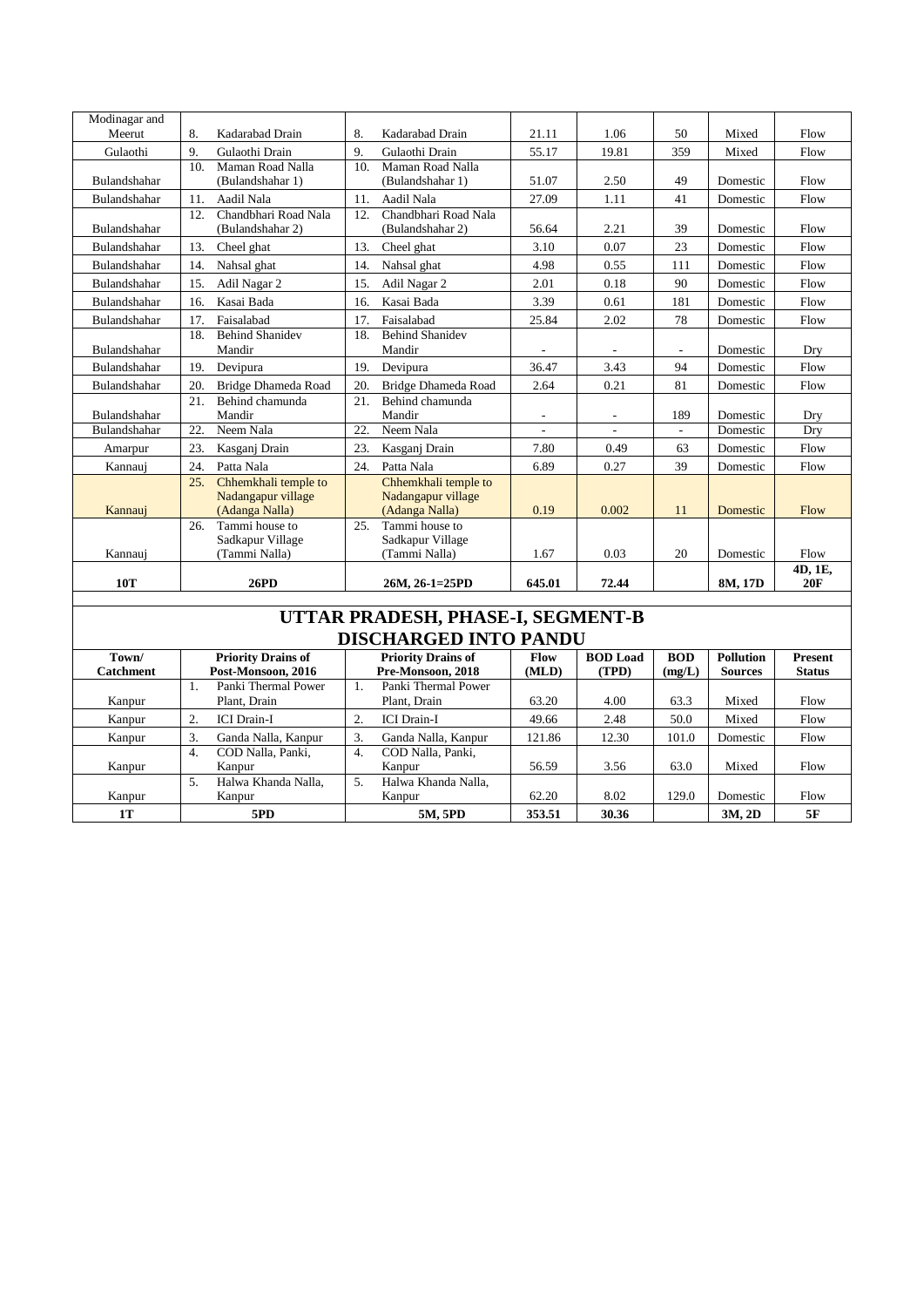| | | | | | | | |
|---|---|---|---|---|---|---|---|
| Modinagar and Meerut | 8. Kadarabad Drain | 8. Kadarabad Drain | 21.11 | 1.06 | 50 | Mixed | Flow |
| Gulaothi | 9. Gulaothi Drain | 9. Gulaothi Drain | 55.17 | 19.81 | 359 | Mixed | Flow |
| Bulandshahar | 10. Maman Road Nalla (Bulandshahar 1) | 10. Maman Road Nalla (Bulandshahar 1) | 51.07 | 2.50 | 49 | Domestic | Flow |
| Bulandshahar | 11. Aadil Nala | 11. Aadil Nala | 27.09 | 1.11 | 41 | Domestic | Flow |
| Bulandshahar | 12. Chandbhari Road Nala (Bulandshahar 2) | 12. Chandbhari Road Nala (Bulandshahar 2) | 56.64 | 2.21 | 39 | Domestic | Flow |
| Bulandshahar | 13. Cheel ghat | 13. Cheel ghat | 3.10 | 0.07 | 23 | Domestic | Flow |
| Bulandshahar | 14. Nahsal ghat | 14. Nahsal ghat | 4.98 | 0.55 | 111 | Domestic | Flow |
| Bulandshahar | 15. Adil Nagar 2 | 15. Adil Nagar 2 | 2.01 | 0.18 | 90 | Domestic | Flow |
| Bulandshahar | 16. Kasai Bada | 16. Kasai Bada | 3.39 | 0.61 | 181 | Domestic | Flow |
| Bulandshahar | 17. Faisalabad | 17. Faisalabad | 25.84 | 2.02 | 78 | Domestic | Flow |
| Bulandshahar | 18. Behind Shanidev Mandir | 18. Behind Shanidev Mandir | - | - | - | Domestic | Dry |
| Bulandshahar | 19. Devipura | 19. Devipura | 36.47 | 3.43 | 94 | Domestic | Flow |
| Bulandshahar | 20. Bridge Dhameda Road | 20. Bridge Dhameda Road | 2.64 | 0.21 | 81 | Domestic | Flow |
| Bulandshahar | 21. Behind chamunda Mandir | 21. Behind chamunda Mandir | - | - | 189 | Domestic | Dry |
| Bulandshahar | 22. Neem Nala | 22. Neem Nala | - | - | - | Domestic | Dry |
| Amarpur | 23. Kasganj Drain | 23. Kasganj Drain | 7.80 | 0.49 | 63 | Domestic | Flow |
| Kannauj | 24. Patta Nala | 24. Patta Nala | 6.89 | 0.27 | 39 | Domestic | Flow |
| Kannauj | 25. Chhemkhali temple to Nadangapur village (Adanga Nalla) | Chhemkhali temple to Nadangapur village (Adanga Nalla) | 0.19 | 0.002 | 11 | Domestic | Flow |
| Kannauj | 26. Tammi house to Sadkapur Village (Tammi Nalla) | 25. Tammi house to Sadkapur Village (Tammi Nalla) | 1.67 | 0.03 | 20 | Domestic | Flow |
| **10T** | **26PD** | **26M, 26-1=25PD** | **645.01** | **72.44** | | **8M, 17D** | **4D, 1E, 20F** |

## UTTAR PRADESH, PHASE-I, SEGMENT-B DISCHARGED INTO PANDU

| Town/ Catchment | Priority Drains of Post-Monsoon, 2016 | Priority Drains of Pre-Monsoon, 2018 | Flow (MLD) | BOD Load (TPD) | BOD (mg/L) | Pollution Sources | Present Status |
|---|---|---|---|---|---|---|---|
| Kanpur | 1. Panki Thermal Power Plant, Drain | 1. Panki Thermal Power Plant, Drain | 63.20 | 4.00 | 63.3 | Mixed | Flow |
| Kanpur | 2. ICI Drain-I | 2. ICI Drain-I | 49.66 | 2.48 | 50.0 | Mixed | Flow |
| Kanpur | 3. Ganda Nalla, Kanpur | 3. Ganda Nalla, Kanpur | 121.86 | 12.30 | 101.0 | Domestic | Flow |
| Kanpur | 4. COD Nalla, Panki, Kanpur | 4. COD Nalla, Panki, Kanpur | 56.59 | 3.56 | 63.0 | Mixed | Flow |
| Kanpur | 5. Halwa Khanda Nalla, Kanpur | 5. Halwa Khanda Nalla, Kanpur | 62.20 | 8.02 | 129.0 | Domestic | Flow |
| **1T** | **5PD** | **5M, 5PD** | **353.51** | **30.36** | | **3M, 2D** | **5F** |